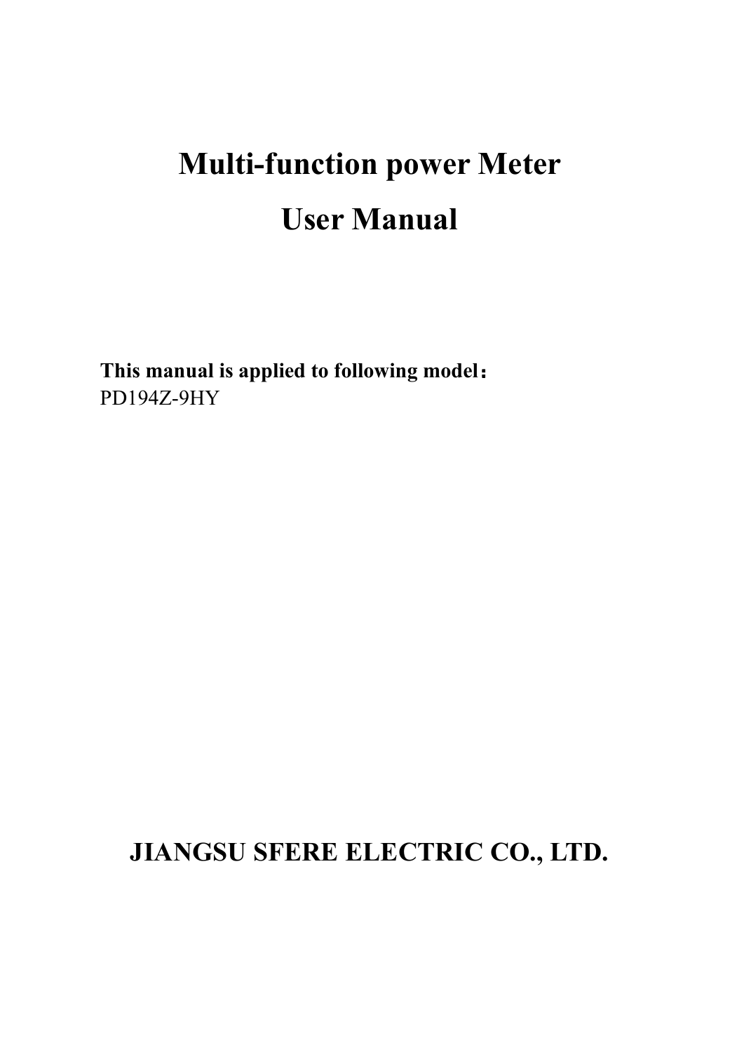# Multi-function power Meter

# User Manual

**This manual is applied to following model：**

PD194Z-9HY

**JIANGSU SFERE ELECTRIC CO., LTD.**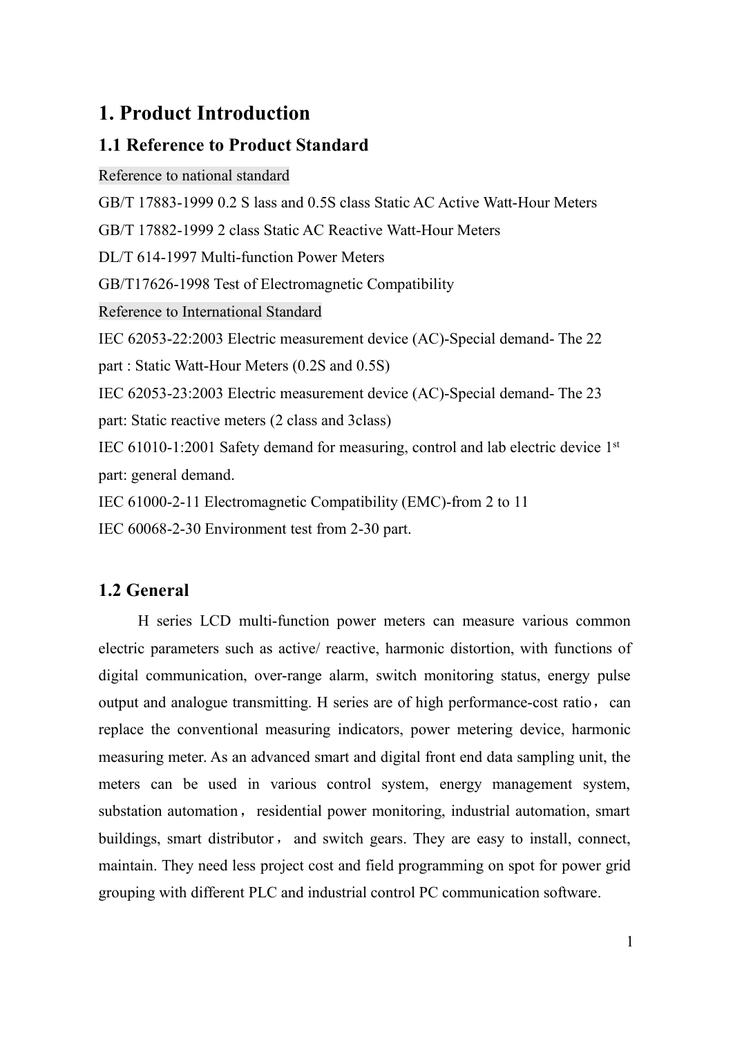# 1. Product Introduction

## 1.1 Reference to Product Standard

Reference to national standard

GB/T 17883-1999 0.2 S lass and 0.5S class Static AC Active Watt-Hour Meters

GB/T 17882-1999 2 class Static AC Reactive Watt-Hour Meters

DL/T 614-1997 Multi-function Power Meters

GB/T17626-1998 Test of Electromagnetic Compatibility

Reference to International Standard

IEC 62053-22:2003 Electric measurement device (AC)-Special demand- The 22 part : Static Watt-Hour Meters (0.2S and 0.5S)

IEC 62053-23:2003 Electric measurement device (AC)-Special demand- The 23 part: Static reactive meters (2 class and 3class)

IEC 61010-1:2001 Safety demand for measuring, control and lab electric device 1st part: general demand.

IEC 61000-2-11 Electromagnetic Compatibility (EMC)-from 2 to 11

IEC 60068-2-30 Environment test from 2-30 part.

## 1.2 General

H series LCD multi-function power meters can measure various common electric parameters such as active/ reactive, harmonic distortion, with functions of digital communication, over-range alarm, switch monitoring status, energy pulse output and analogue transmitting. H series are of high performance-cost ratio，can replace the conventional measuring indicators, power metering device, harmonic measuring meter. As an advanced smart and digital front end data sampling unit, the meters can be used in various control system, energy management system, substation automation，residential power monitoring, industrial automation, smart buildings, smart distributor，and switch gears. They are easy to install, connect, maintain. They need less project cost and field programming on spot for power grid grouping with different PLC and industrial control PC communication software.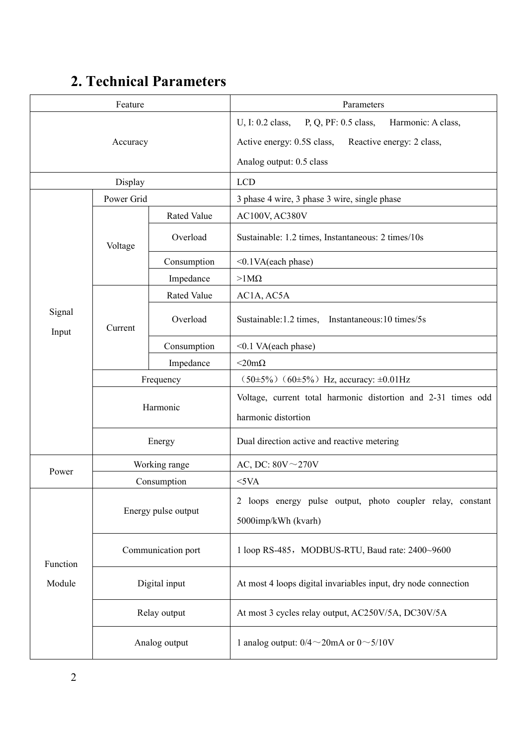## 2. Technical Parameters

| Feature | | | Parameters |
|---|---|---|---|
| Accuracy | | | U, I: 0.2 class, P, Q, PF: 0.5 class, Harmonic: A class,<br>Active energy: 0.5S class, Reactive energy: 2 class,<br>Analog output: 0.5 class |
| Display | | | LCD |
| Signal Input | Power Grid | | 3 phase 4 wire, 3 phase 3 wire, single phase |
| | Voltage | Rated Value | AC100V, AC380V |
| | | Overload | Sustainable: 1.2 times, Instantaneous: 2 times/10s |
| | | Consumption | <0.1VA(each phase) |
| | | Impedance | >1MΩ |
| | Current | Rated Value | AC1A, AC5A |
| | | Overload | Sustainable:1.2 times, Instantaneous:10 times/5s |
| | | Consumption | <0.1 VA(each phase) |
| | | Impedance | <20mΩ |
| | Frequency | | （50±5%）（60±5%）Hz, accuracy: ±0.01Hz |
| | Harmonic | | Voltage, current total harmonic distortion and 2-31 times odd harmonic distortion |
| | Energy | | Dual direction active and reactive metering |
| Power | Working range | | AC, DC: 80V～270V |
| | Consumption | | <5VA |
| Function Module | Energy pulse output | | 2 loops energy pulse output, photo coupler relay, constant 5000imp/kWh (kvarh) |
| | Communication port | | 1 loop RS-485，MODBUS-RTU, Baud rate: 2400~9600 |
| | Digital input | | At most 4 loops digital invariables input, dry node connection |
| | Relay output | | At most 3 cycles relay output, AC250V/5A, DC30V/5A |
| | Analog output | | 1 analog output: 0/4～20mA or 0～5/10V |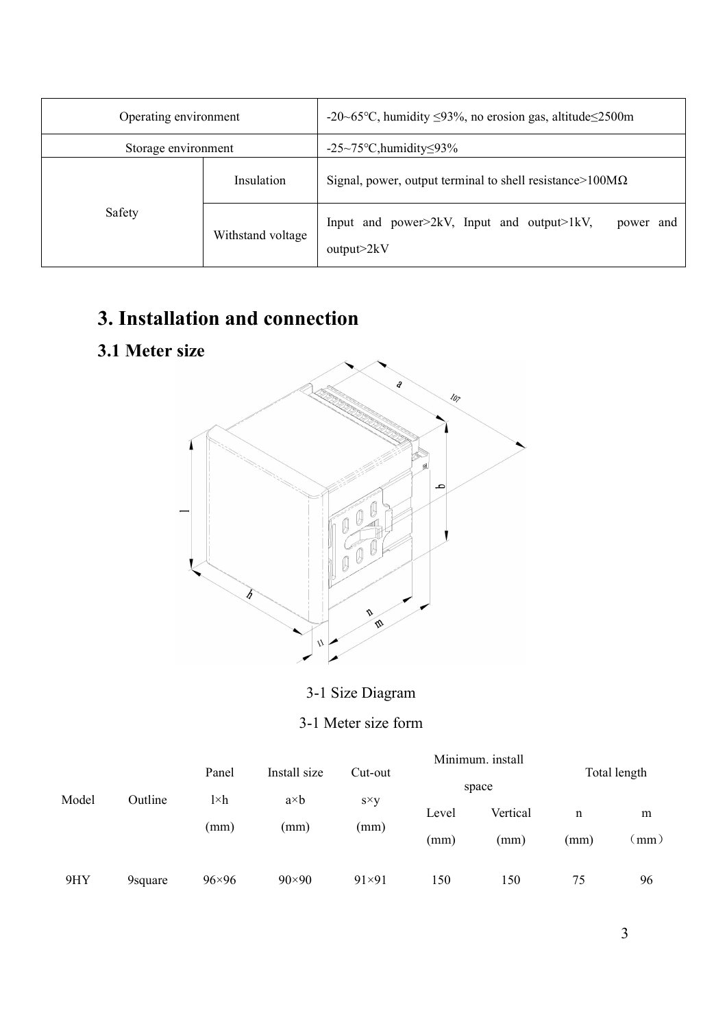| Operating environment | | -20~65℃, humidity ≤93%, no erosion gas, altitude≤2500m |
|---|---|---|
| Storage environment | | -25~75℃,humidity≤93% |
| Safety | Insulation | Signal, power, output terminal to shell resistance>100MΩ |
| | Withstand voltage | Input and power>2kV, Input and output>1kV, power and output>2kV |

# 3. Installation and connection

## 3.1 Meter size

3-1 Size Diagram

3-1 Meter size form

| Model | Outline | Panel l×h (mm) | Install size a×b (mm) | Cut-out s×y (mm) | Minimum. install space | | Total length | |
|---|---|---|---|---|---|---|---|---|
| | | | | | Level (mm) | Vertical (mm) | n (mm) | m （mm） |
| 9HY | 9square | 96×96 | 90×90 | 91×91 | 150 | 150 | 75 | 96 |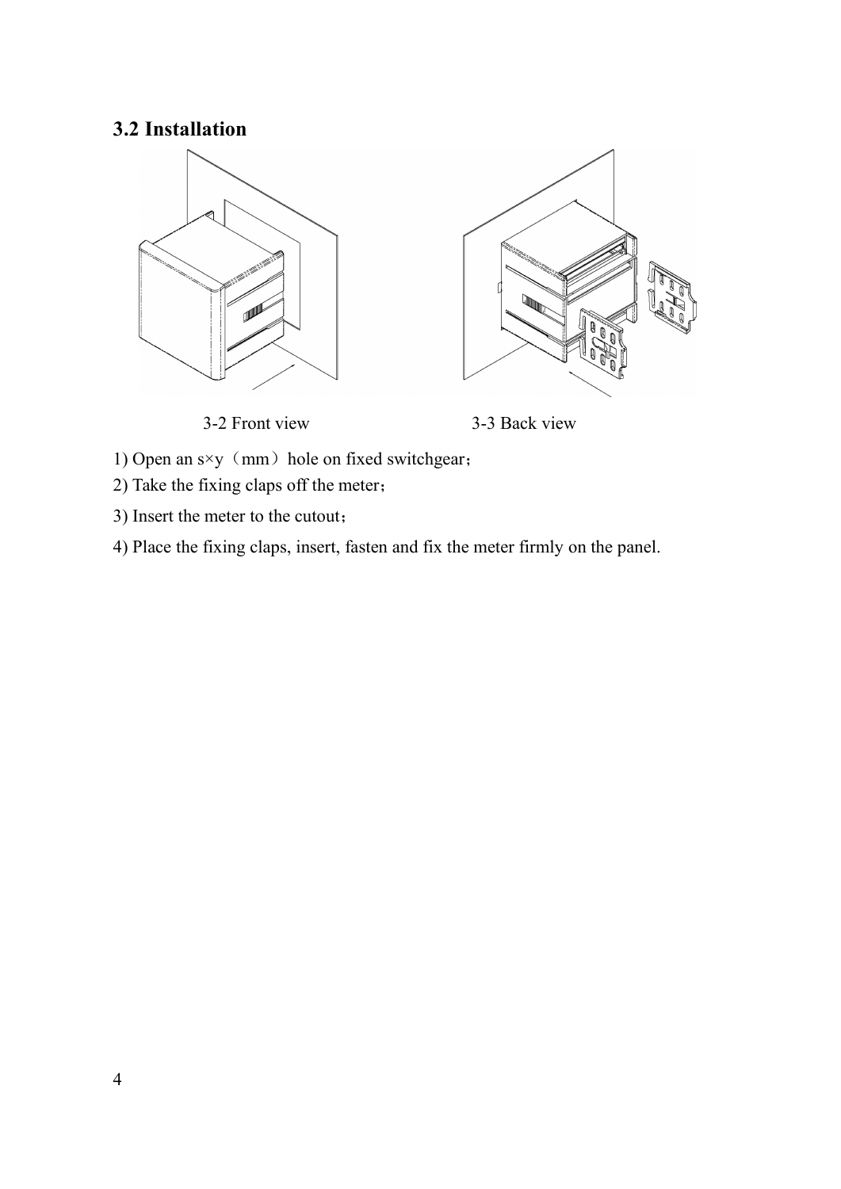### 3.2 Installation

3-2 Front view

3-3 Back view

1) Open an s×y（mm）hole on fixed switchgear；

2) Take the fixing claps off the meter；

3) Insert the meter to the cutout；

4) Place the fixing claps, insert, fasten and fix the meter firmly on the panel.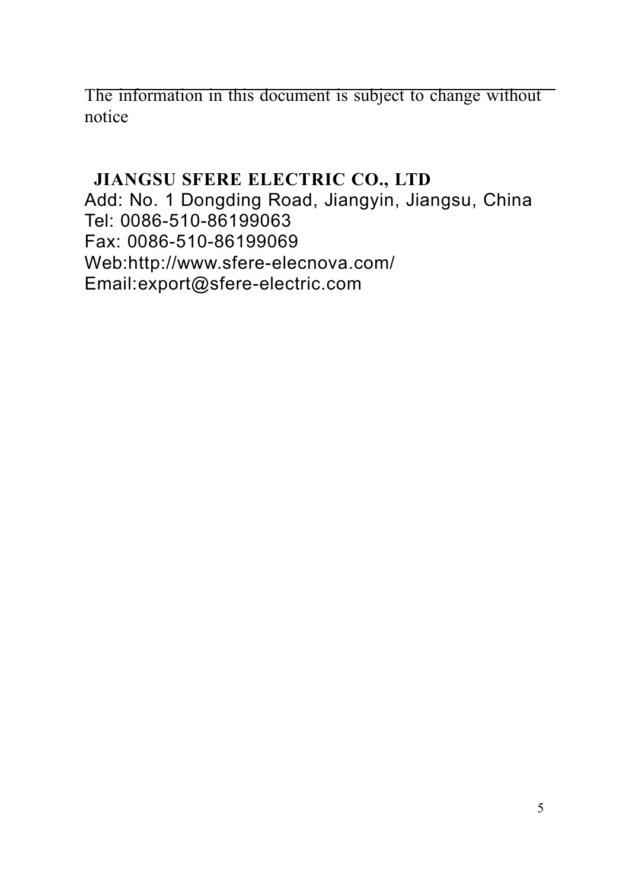The information in this document is subject to change without notice

**JIANGSU SFERE ELECTRIC CO., LTD**

Add: No. 1 Dongding Road, Jiangyin, Jiangsu, China
Tel: 0086-510-86199063
Fax: 0086-510-86199069
Web:http://www.sfere-elecnova.com/
Email:export@sfere-electric.com